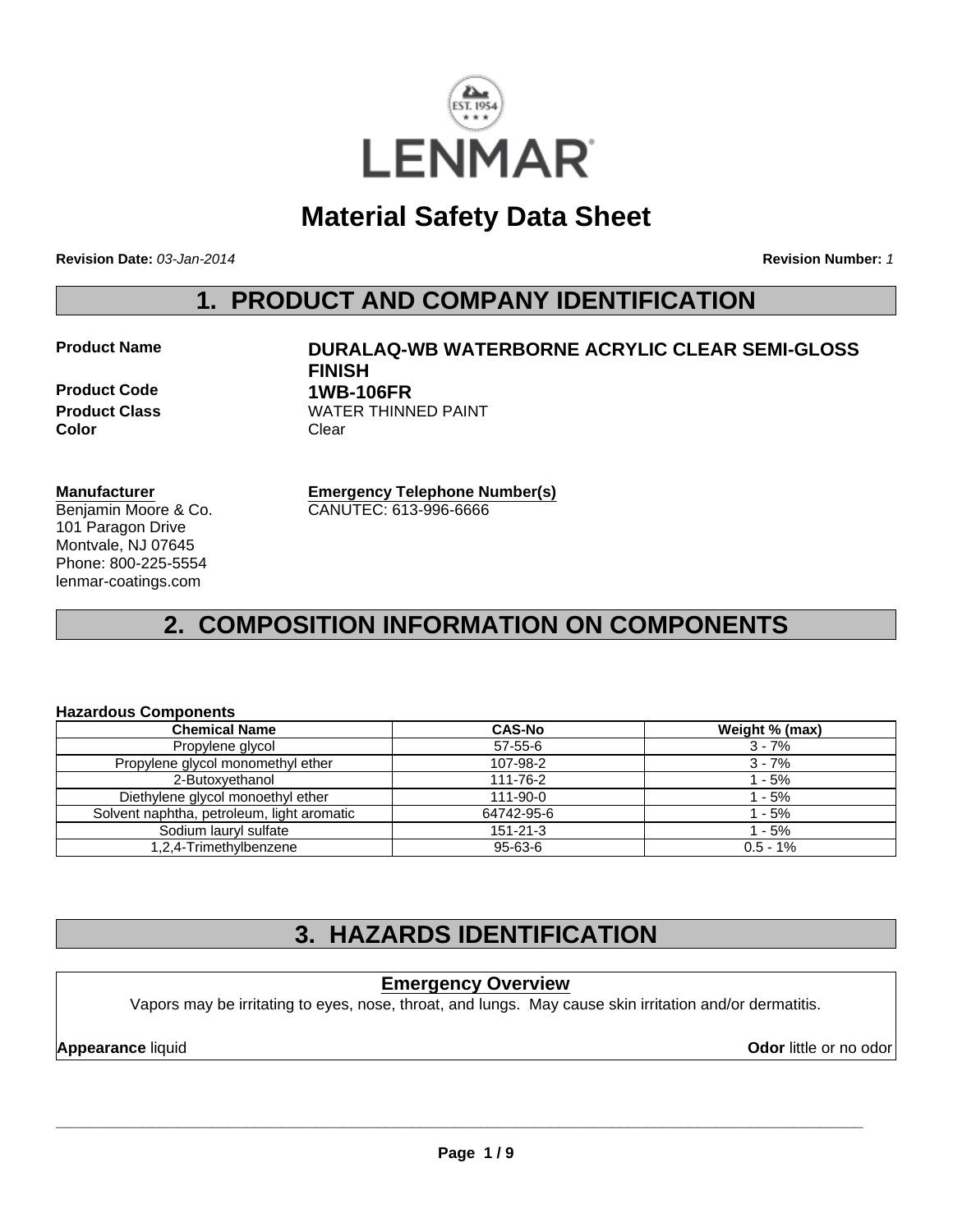# Material Safety Data Sheet

**Revision Date:** *03-Jan-2014* **Revision Number:** *1*

## 1. PRODUCT AND COMPANY IDENTIFICATION

**Product Name** **DURALAQ-WB WATERBORNE ACRYLIC CLEAR SEMI-GLOSS FINISH**

**Product Code** **1WB-106FR**

**Product Class** WATER THINNED PAINT

**Color** Clear

**Manufacturer**

Benjamin Moore & Co.
101 Paragon Drive
Montvale, NJ 07645
Phone: 800-225-5554
lenmar-coatings.com

**Emergency Telephone Number(s)**

CANUTEC: 613-996-6666

## 2. COMPOSITION INFORMATION ON COMPONENTS

**Hazardous Components**

| Chemical Name | CAS-No | Weight % (max) |
|---|---|---|
| Propylene glycol | 57-55-6 | 3 - 7% |
| Propylene glycol monomethyl ether | 107-98-2 | 3 - 7% |
| 2-Butoxyethanol | 111-76-2 | 1 - 5% |
| Diethylene glycol monoethyl ether | 111-90-0 | 1 - 5% |
| Solvent naphtha, petroleum, light aromatic | 64742-95-6 | 1 - 5% |
| Sodium lauryl sulfate | 151-21-3 | 1 - 5% |
| 1,2,4-Trimethylbenzene | 95-63-6 | 0.5 - 1% |

## 3. HAZARDS IDENTIFICATION

### Emergency Overview

Vapors may be irritating to eyes, nose, throat, and lungs. May cause skin irritation and/or dermatitis.

**Appearance** liquid **Odor** little or no odor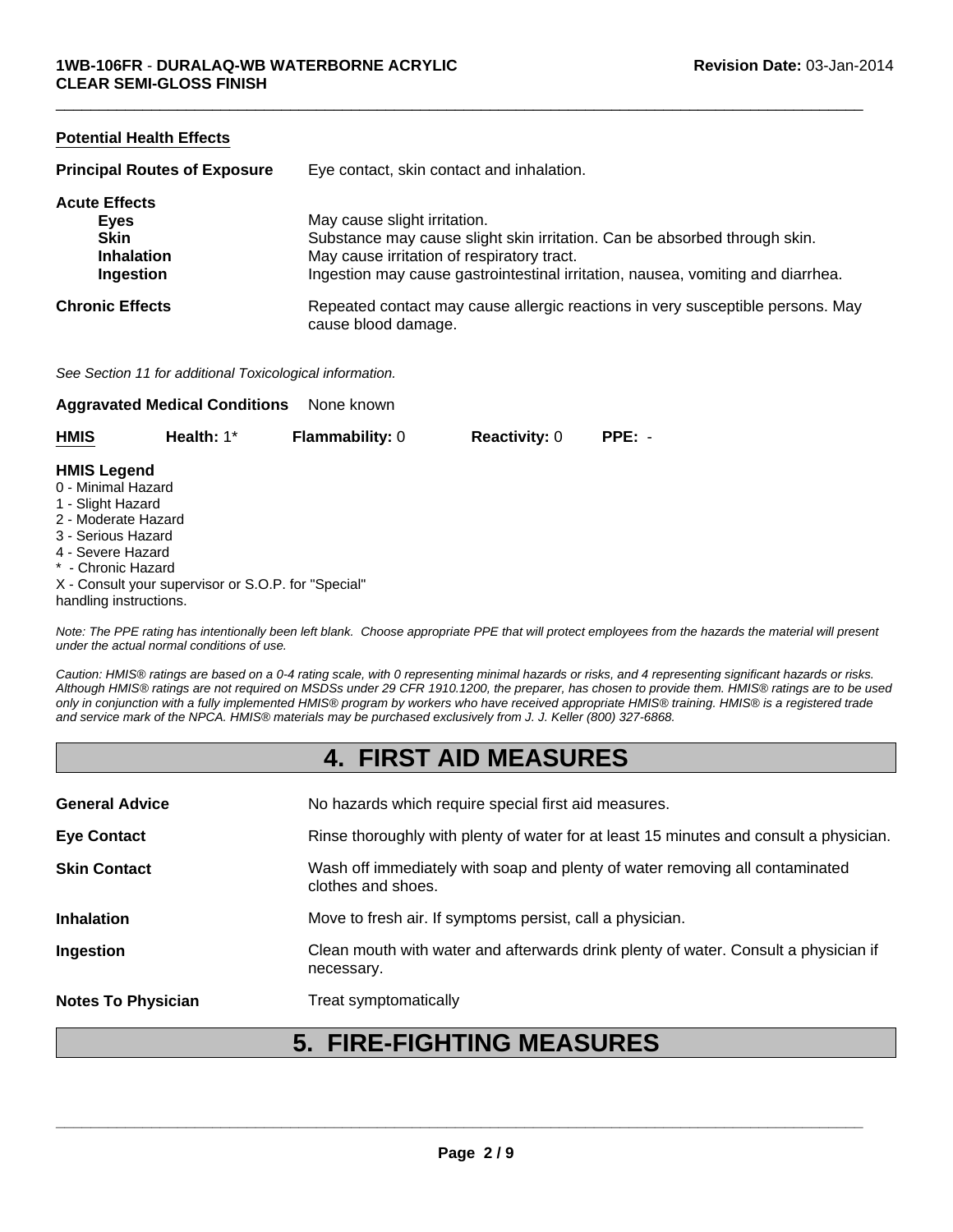### Potential Health Effects

| | |
|---|---|
| **Principal Routes of Exposure** | Eye contact, skin contact and inhalation. |

**Acute Effects**

| | |
|---|---|
| **Eyes** | May cause slight irritation. |
| **Skin** | Substance may cause slight skin irritation. Can be absorbed through skin. |
| **Inhalation** | May cause irritation of respiratory tract. |
| **Ingestion** | Ingestion may cause gastrointestinal irritation, nausea, vomiting and diarrhea. |

| | |
|---|---|
| **Chronic Effects** | Repeated contact may cause allergic reactions in very susceptible persons. May cause blood damage. |

*See Section 11 for additional Toxicological information.*

**Aggravated Medical Conditions** None known

| **HMIS** | **Health:** 1* | **Flammability:** 0 | **Reactivity:** 0 | **PPE:** - |
|---|---|---|---|---|

**HMIS Legend**
0 - Minimal Hazard
1 - Slight Hazard
2 - Moderate Hazard
3 - Serious Hazard
4 - Severe Hazard
* - Chronic Hazard
X - Consult your supervisor or S.O.P. for "Special" handling instructions.

*Note: The PPE rating has intentionally been left blank. Choose appropriate PPE that will protect employees from the hazards the material will present under the actual normal conditions of use.*

*Caution: HMIS® ratings are based on a 0-4 rating scale, with 0 representing minimal hazards or risks, and 4 representing significant hazards or risks. Although HMIS® ratings are not required on MSDSs under 29 CFR 1910.1200, the preparer, has chosen to provide them. HMIS® ratings are to be used only in conjunction with a fully implemented HMIS® program by workers who have received appropriate HMIS® training. HMIS® is a registered trade and service mark of the NPCA. HMIS® materials may be purchased exclusively from J. J. Keller (800) 327-6868.*

# 4. FIRST AID MEASURES

| | |
|---|---|
| **General Advice** | No hazards which require special first aid measures. |
| **Eye Contact** | Rinse thoroughly with plenty of water for at least 15 minutes and consult a physician. |
| **Skin Contact** | Wash off immediately with soap and plenty of water removing all contaminated clothes and shoes. |
| **Inhalation** | Move to fresh air. If symptoms persist, call a physician. |
| **Ingestion** | Clean mouth with water and afterwards drink plenty of water. Consult a physician if necessary. |
| **Notes To Physician** | Treat symptomatically |

# 5. FIRE-FIGHTING MEASURES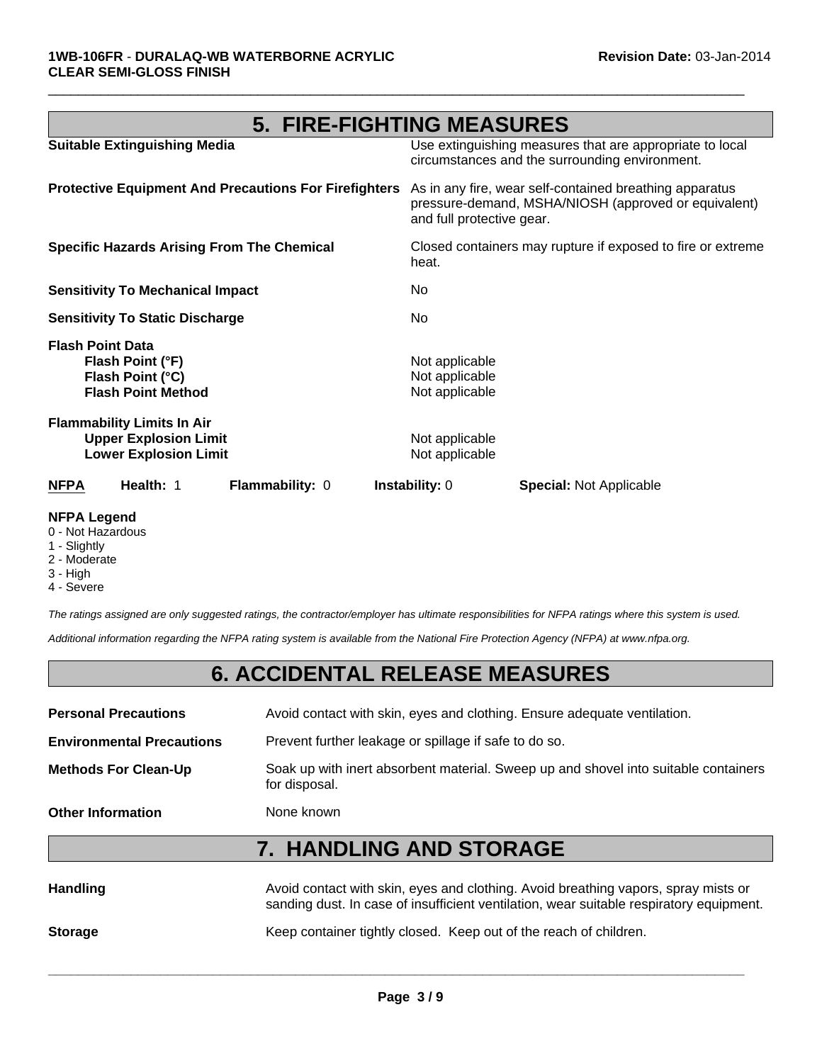## 5. FIRE-FIGHTING MEASURES

| | |
|---|---|
| **Suitable Extinguishing Media** | Use extinguishing measures that are appropriate to local circumstances and the surrounding environment. |
| **Protective Equipment And Precautions For Firefighters** | As in any fire, wear self-contained breathing apparatus pressure-demand, MSHA/NIOSH (approved or equivalent) and full protective gear. |
| **Specific Hazards Arising From The Chemical** | Closed containers may rupture if exposed to fire or extreme heat. |
| **Sensitivity To Mechanical Impact** | No |
| **Sensitivity To Static Discharge** | No |

**Flash Point Data**

| | |
|---|---|
| **Flash Point (°F)** | Not applicable |
| **Flash Point (°C)** | Not applicable |
| **Flash Point Method** | Not applicable |

**Flammability Limits In Air**

| | |
|---|---|
| **Upper Explosion Limit** | Not applicable |
| **Lower Explosion Limit** | Not applicable |

**NFPA** **Health:** 1 **Flammability:** 0 **Instability:** 0 **Special:** Not Applicable

**NFPA Legend**
0 - Not Hazardous
1 - Slightly
2 - Moderate
3 - High
4 - Severe

*The ratings assigned are only suggested ratings, the contractor/employer has ultimate responsibilities for NFPA ratings where this system is used.*

*Additional information regarding the NFPA rating system is available from the National Fire Protection Agency (NFPA) at www.nfpa.org.*

## 6. ACCIDENTAL RELEASE MEASURES

| | |
|---|---|
| **Personal Precautions** | Avoid contact with skin, eyes and clothing. Ensure adequate ventilation. |
| **Environmental Precautions** | Prevent further leakage or spillage if safe to do so. |
| **Methods For Clean-Up** | Soak up with inert absorbent material. Sweep up and shovel into suitable containers for disposal. |
| **Other Information** | None known |

## 7. HANDLING AND STORAGE

| | |
|---|---|
| **Handling** | Avoid contact with skin, eyes and clothing. Avoid breathing vapors, spray mists or sanding dust. In case of insufficient ventilation, wear suitable respiratory equipment. |
| **Storage** | Keep container tightly closed. Keep out of the reach of children. |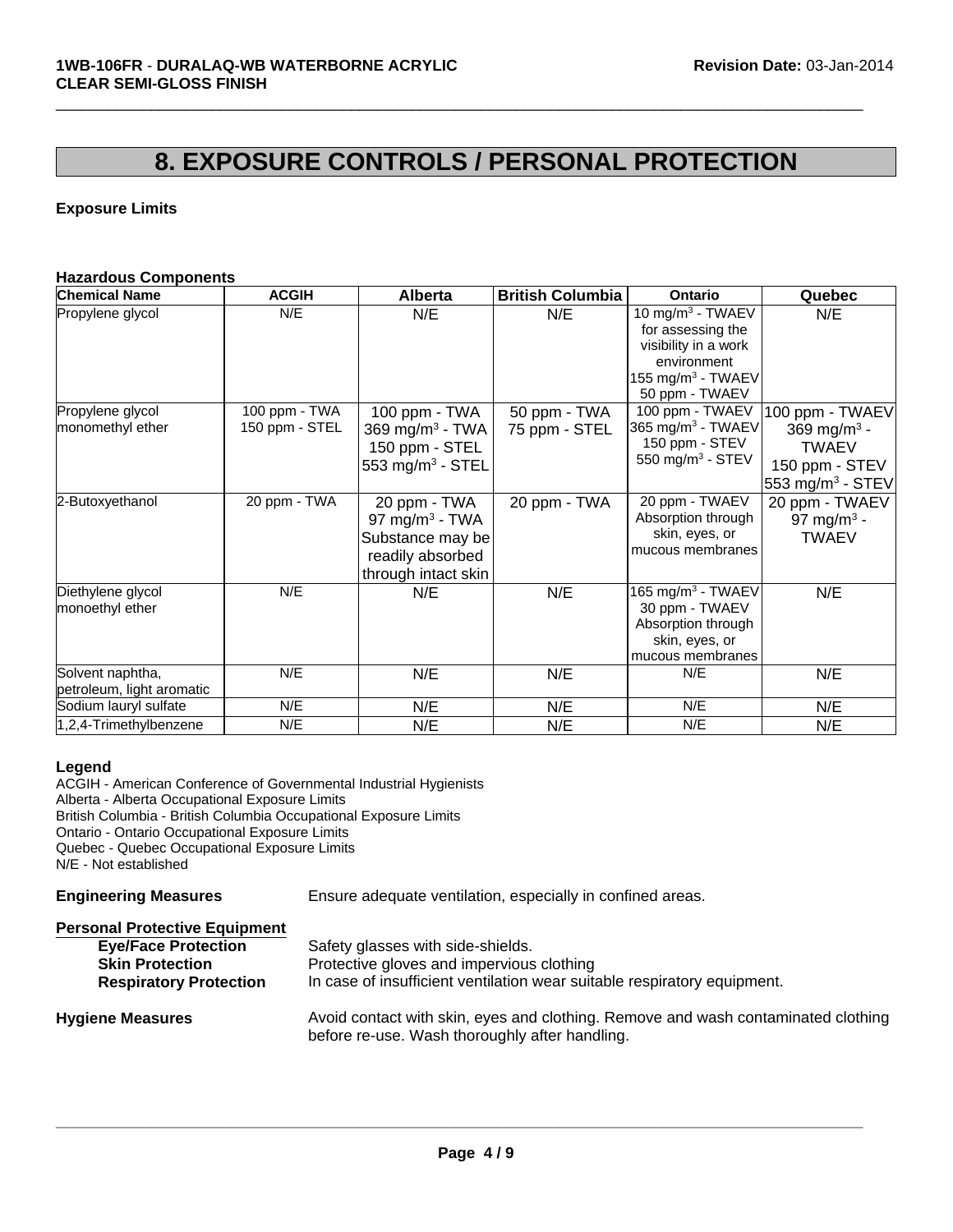## 8. EXPOSURE CONTROLS / PERSONAL PROTECTION

**Exposure Limits**

**Hazardous Components**

| Chemical Name | ACGIH | Alberta | British Columbia | Ontario | Quebec |
|---|---|---|---|---|---|
| Propylene glycol | N/E | N/E | N/E | 10 $mg/m^3$ - TWAEV for assessing the visibility in a work environment 155 $mg/m^3$ - TWAEV 50 ppm - TWAEV | N/E |
| Propylene glycol monomethyl ether | 100 ppm - TWA 150 ppm - STEL | 100 ppm - TWA 369 $mg/m^3$ - TWA 150 ppm - STEL 553 $mg/m^3$ - STEL | 50 ppm - TWA 75 ppm - STEL | 100 ppm - TWAEV 365 $mg/m^3$ - TWAEV 150 ppm - STEV 550 $mg/m^3$ - STEV | 100 ppm - TWAEV 369 $mg/m^3$ - TWAEV 150 ppm - STEV 553 $mg/m^3$ - STEV |
| 2-Butoxyethanol | 20 ppm - TWA | 20 ppm - TWA 97 $mg/m^3$ - TWA Substance may be readily absorbed through intact skin | 20 ppm - TWA | 20 ppm - TWAEV Absorption through skin, eyes, or mucous membranes | 20 ppm - TWAEV 97 $mg/m^3$ - TWAEV |
| Diethylene glycol monoethyl ether | N/E | N/E | N/E | 165 $mg/m^3$ - TWAEV 30 ppm - TWAEV Absorption through skin, eyes, or mucous membranes | N/E |
| Solvent naphtha, petroleum, light aromatic | N/E | N/E | N/E | N/E | N/E |
| Sodium lauryl sulfate | N/E | N/E | N/E | N/E | N/E |
| 1,2,4-Trimethylbenzene | N/E | N/E | N/E | N/E | N/E |

**Legend**

ACGIH - American Conference of Governmental Industrial Hygienists
Alberta - Alberta Occupational Exposure Limits
British Columbia - British Columbia Occupational Exposure Limits
Ontario - Ontario Occupational Exposure Limits
Quebec - Quebec Occupational Exposure Limits
N/E - Not established

**Engineering Measures** Ensure adequate ventilation, especially in confined areas.

**Personal Protective Equipment**

**Eye/Face Protection** Safety glasses with side-shields.
**Skin Protection** Protective gloves and impervious clothing
**Respiratory Protection** In case of insufficient ventilation wear suitable respiratory equipment.

**Hygiene Measures** Avoid contact with skin, eyes and clothing. Remove and wash contaminated clothing before re-use. Wash thoroughly after handling.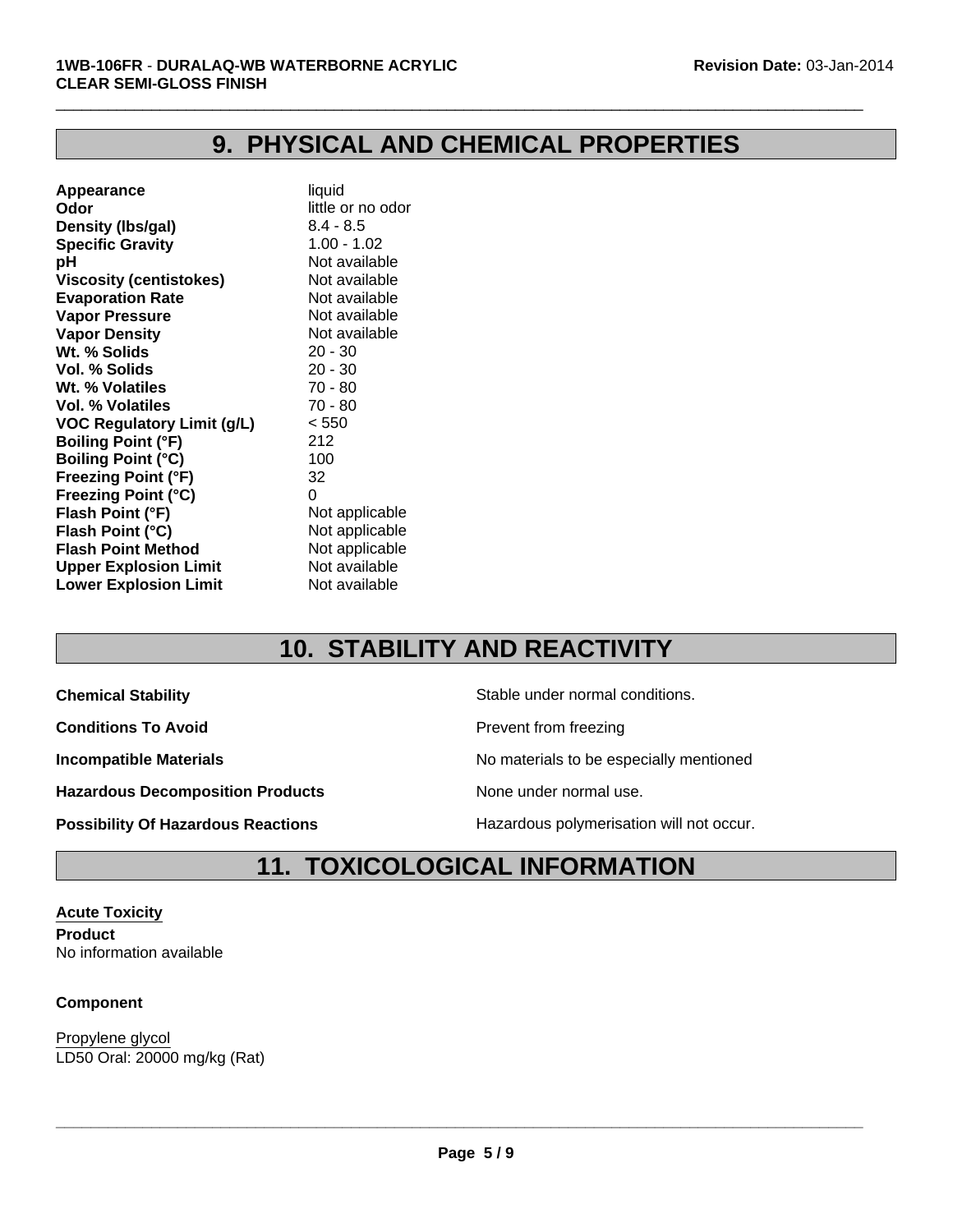## 9. PHYSICAL AND CHEMICAL PROPERTIES

| | |
|---|---|
| **Appearance** | liquid |
| **Odor** | little or no odor |
| **Density (lbs/gal)** | 8.4 - 8.5 |
| **Specific Gravity** | 1.00 - 1.02 |
| **pH** | Not available |
| **Viscosity (centistokes)** | Not available |
| **Evaporation Rate** | Not available |
| **Vapor Pressure** | Not available |
| **Vapor Density** | Not available |
| **Wt. % Solids** | 20 - 30 |
| **Vol. % Solids** | 20 - 30 |
| **Wt. % Volatiles** | 70 - 80 |
| **Vol. % Volatiles** | 70 - 80 |
| **VOC Regulatory Limit (g/L)** | < 550 |
| **Boiling Point (°F)** | 212 |
| **Boiling Point (°C)** | 100 |
| **Freezing Point (°F)** | 32 |
| **Freezing Point (°C)** | 0 |
| **Flash Point (°F)** | Not applicable |
| **Flash Point (°C)** | Not applicable |
| **Flash Point Method** | Not applicable |
| **Upper Explosion Limit** | Not available |
| **Lower Explosion Limit** | Not available |

## 10. STABILITY AND REACTIVITY

| | |
|---|---|
| **Chemical Stability** | Stable under normal conditions. |
| **Conditions To Avoid** | Prevent from freezing |
| **Incompatible Materials** | No materials to be especially mentioned |
| **Hazardous Decomposition Products** | None under normal use. |
| **Possibility Of Hazardous Reactions** | Hazardous polymerisation will not occur. |

## 11. TOXICOLOGICAL INFORMATION

**Acute Toxicity**

**Product**
No information available

**Component**

Propylene glycol
LD50 Oral: 20000 mg/kg (Rat)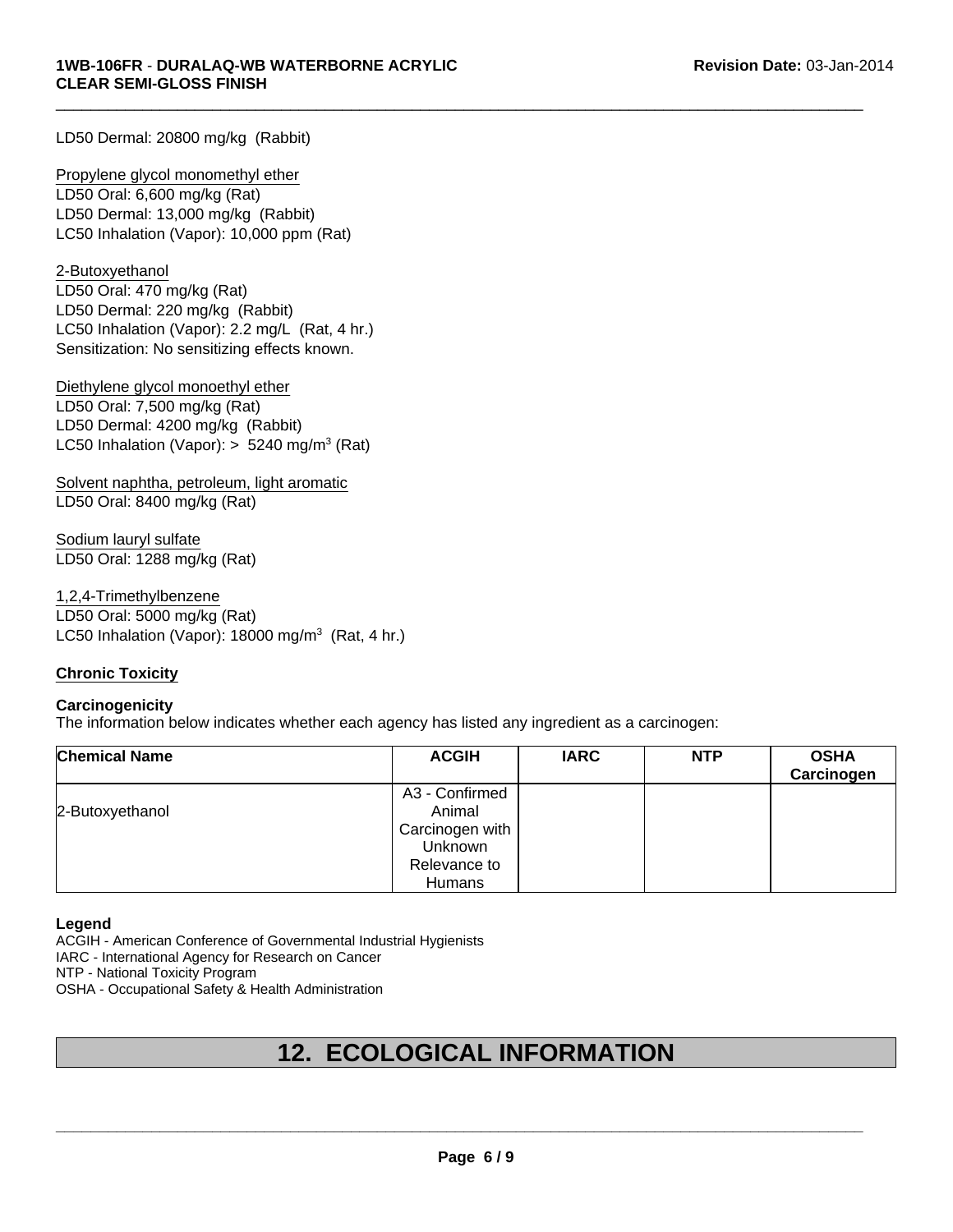LD50 Dermal: 20800 mg/kg (Rabbit)

Propylene glycol monomethyl ether
LD50 Oral: 6,600 mg/kg (Rat)
LD50 Dermal: 13,000 mg/kg (Rabbit)
LC50 Inhalation (Vapor): 10,000 ppm (Rat)

2-Butoxyethanol
LD50 Oral: 470 mg/kg (Rat)
LD50 Dermal: 220 mg/kg (Rabbit)
LC50 Inhalation (Vapor): 2.2 mg/L (Rat, 4 hr.)
Sensitization: No sensitizing effects known.

Diethylene glycol monoethyl ether
LD50 Oral: 7,500 mg/kg (Rat)
LD50 Dermal: 4200 mg/kg (Rabbit)
LC50 Inhalation (Vapor): > 5240 mg/m$^3$ (Rat)

Solvent naphtha, petroleum, light aromatic
LD50 Oral: 8400 mg/kg (Rat)

Sodium lauryl sulfate
LD50 Oral: 1288 mg/kg (Rat)

1,2,4-Trimethylbenzene
LD50 Oral: 5000 mg/kg (Rat)
LC50 Inhalation (Vapor): 18000 mg/m$^3$ (Rat, 4 hr.)

**Chronic Toxicity**

**Carcinogenicity**

The information below indicates whether each agency has listed any ingredient as a carcinogen:

| Chemical Name | ACGIH | IARC | NTP | OSHA Carcinogen |
|---|---|---|---|---|
| 2-Butoxyethanol | A3 - Confirmed Animal Carcinogen with Unknown Relevance to Humans | | | |

**Legend**

ACGIH - American Conference of Governmental Industrial Hygienists
IARC - International Agency for Research on Cancer
NTP - National Toxicity Program
OSHA - Occupational Safety & Health Administration

# 12. ECOLOGICAL INFORMATION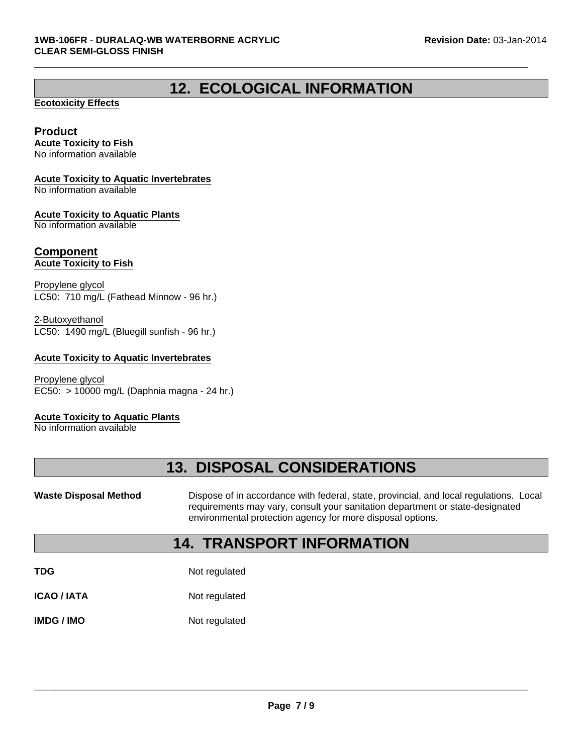# 12. ECOLOGICAL INFORMATION

**Ecotoxicity Effects**

## Product

**Acute Toxicity to Fish**
No information available

**Acute Toxicity to Aquatic Invertebrates**
No information available

**Acute Toxicity to Aquatic Plants**
No information available

## Component

**Acute Toxicity to Fish**

Propylene glycol
LC50: 710 mg/L (Fathead Minnow - 96 hr.)

2-Butoxyethanol
LC50: 1490 mg/L (Bluegill sunfish - 96 hr.)

**Acute Toxicity to Aquatic Invertebrates**

Propylene glycol
EC50: > 10000 mg/L (Daphnia magna - 24 hr.)

**Acute Toxicity to Aquatic Plants**
No information available

# 13. DISPOSAL CONSIDERATIONS

**Waste Disposal Method** Dispose of in accordance with federal, state, provincial, and local regulations. Local requirements may vary, consult your sanitation department or state-designated environmental protection agency for more disposal options.

# 14. TRANSPORT INFORMATION

**TDG** Not regulated

**ICAO / IATA** Not regulated

**IMDG / IMO** Not regulated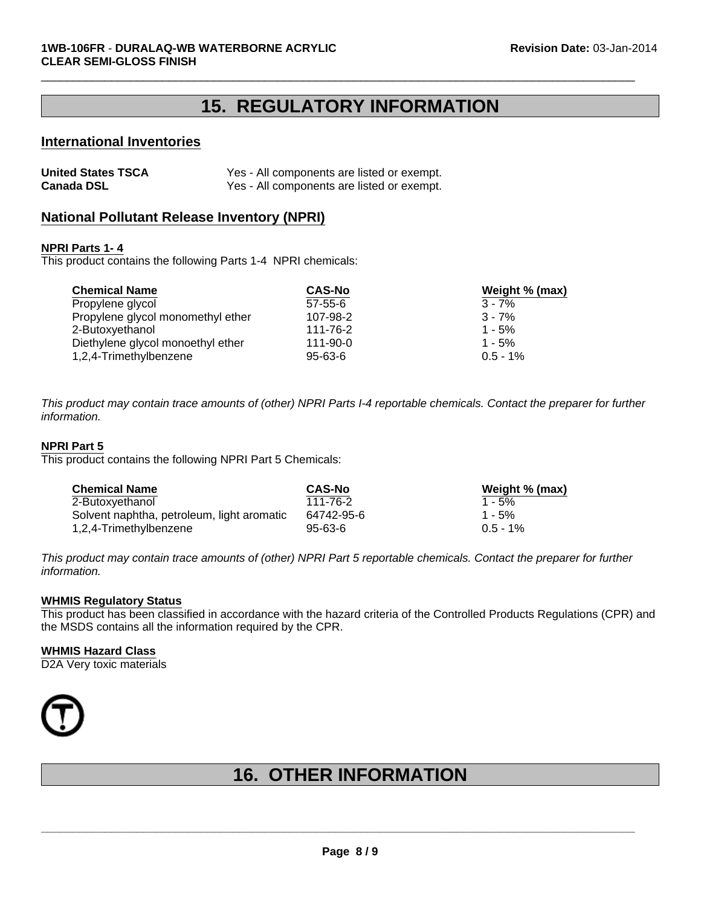# 15. REGULATORY INFORMATION

## International Inventories

| | |
|---|---|
| **United States TSCA** | Yes - All components are listed or exempt. |
| **Canada DSL** | Yes - All components are listed or exempt. |

## National Pollutant Release Inventory (NPRI)

**NPRI Parts 1- 4**

This product contains the following Parts 1-4 NPRI chemicals:

| Chemical Name | CAS-No | Weight % (max) |
|---|---|---|
| Propylene glycol | 57-55-6 | 3 - 7% |
| Propylene glycol monomethyl ether | 107-98-2 | 3 - 7% |
| 2-Butoxyethanol | 111-76-2 | 1 - 5% |
| Diethylene glycol monoethyl ether | 111-90-0 | 1 - 5% |
| 1,2,4-Trimethylbenzene | 95-63-6 | 0.5 - 1% |

*This product may contain trace amounts of (other) NPRI Parts I-4 reportable chemicals. Contact the preparer for further information.*

**NPRI Part 5**

This product contains the following NPRI Part 5 Chemicals:

| Chemical Name | CAS-No | Weight % (max) |
|---|---|---|
| 2-Butoxyethanol | 111-76-2 | 1 - 5% |
| Solvent naphtha, petroleum, light aromatic | 64742-95-6 | 1 - 5% |
| 1,2,4-Trimethylbenzene | 95-63-6 | 0.5 - 1% |

*This product may contain trace amounts of (other) NPRI Part 5 reportable chemicals. Contact the preparer for further information.*

**WHMIS Regulatory Status**

This product has been classified in accordance with the hazard criteria of the Controlled Products Regulations (CPR) and the MSDS contains all the information required by the CPR.

**WHMIS Hazard Class**

D2A Very toxic materials

# 16. OTHER INFORMATION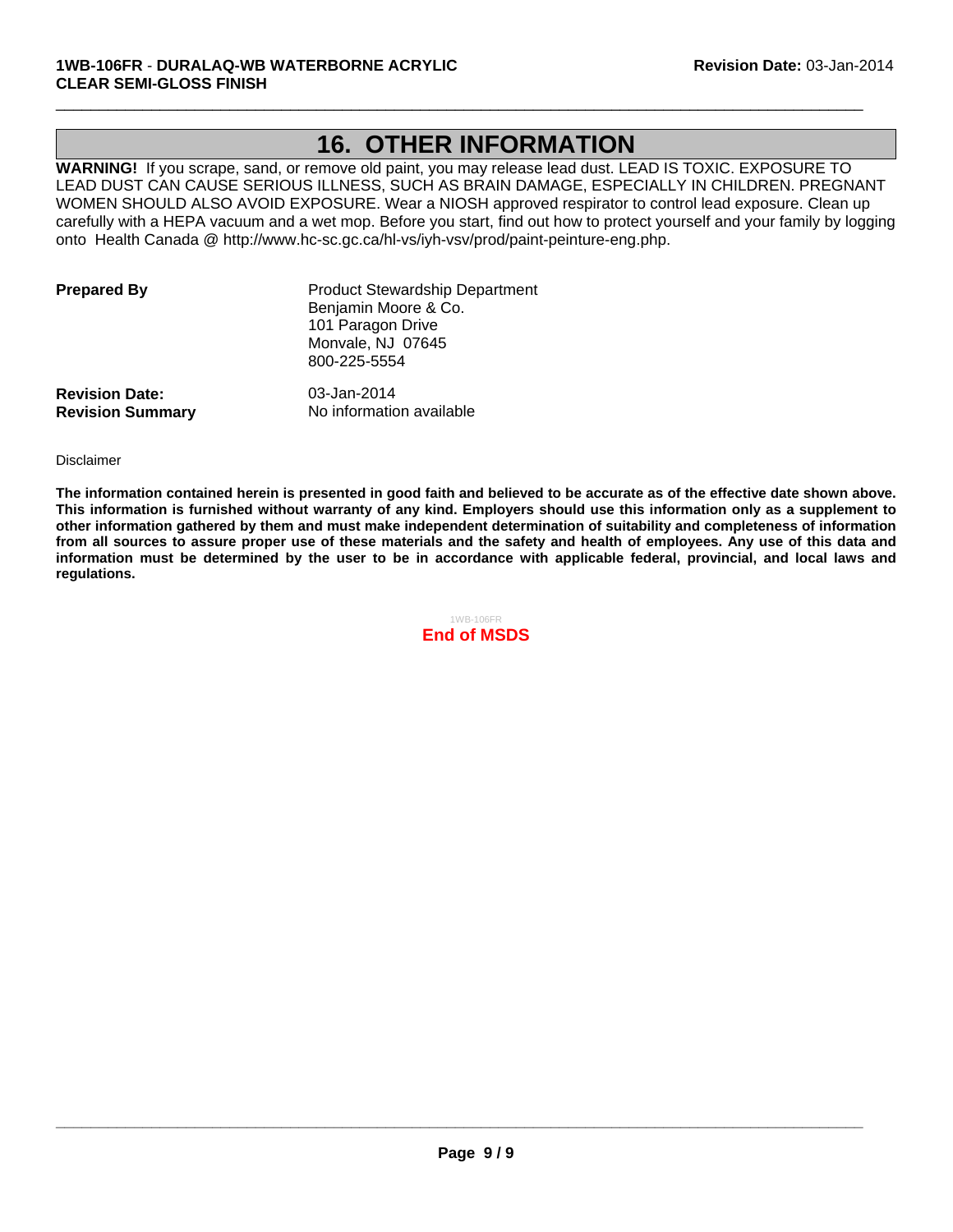# 16. OTHER INFORMATION

**WARNING!** If you scrape, sand, or remove old paint, you may release lead dust. LEAD IS TOXIC. EXPOSURE TO LEAD DUST CAN CAUSE SERIOUS ILLNESS, SUCH AS BRAIN DAMAGE, ESPECIALLY IN CHILDREN. PREGNANT WOMEN SHOULD ALSO AVOID EXPOSURE. Wear a NIOSH approved respirator to control lead exposure. Clean up carefully with a HEPA vacuum and a wet mop. Before you start, find out how to protect yourself and your family by logging onto Health Canada @ http://www.hc-sc.gc.ca/hl-vs/iyh-vsv/prod/paint-peinture-eng.php.

| | |
|---|---|
| **Prepared By** | Product Stewardship Department<br>Benjamin Moore & Co.<br>101 Paragon Drive<br>Monvale, NJ 07645<br>800-225-5554 |
| **Revision Date:** | 03-Jan-2014 |
| **Revision Summary** | No information available |

Disclaimer

**The information contained herein is presented in good faith and believed to be accurate as of the effective date shown above. This information is furnished without warranty of any kind. Employers should use this information only as a supplement to other information gathered by them and must make independent determination of suitability and completeness of information from all sources to assure proper use of these materials and the safety and health of employees. Any use of this data and information must be determined by the user to be in accordance with applicable federal, provincial, and local laws and regulations.**

1WB-106FR

**End of MSDS**